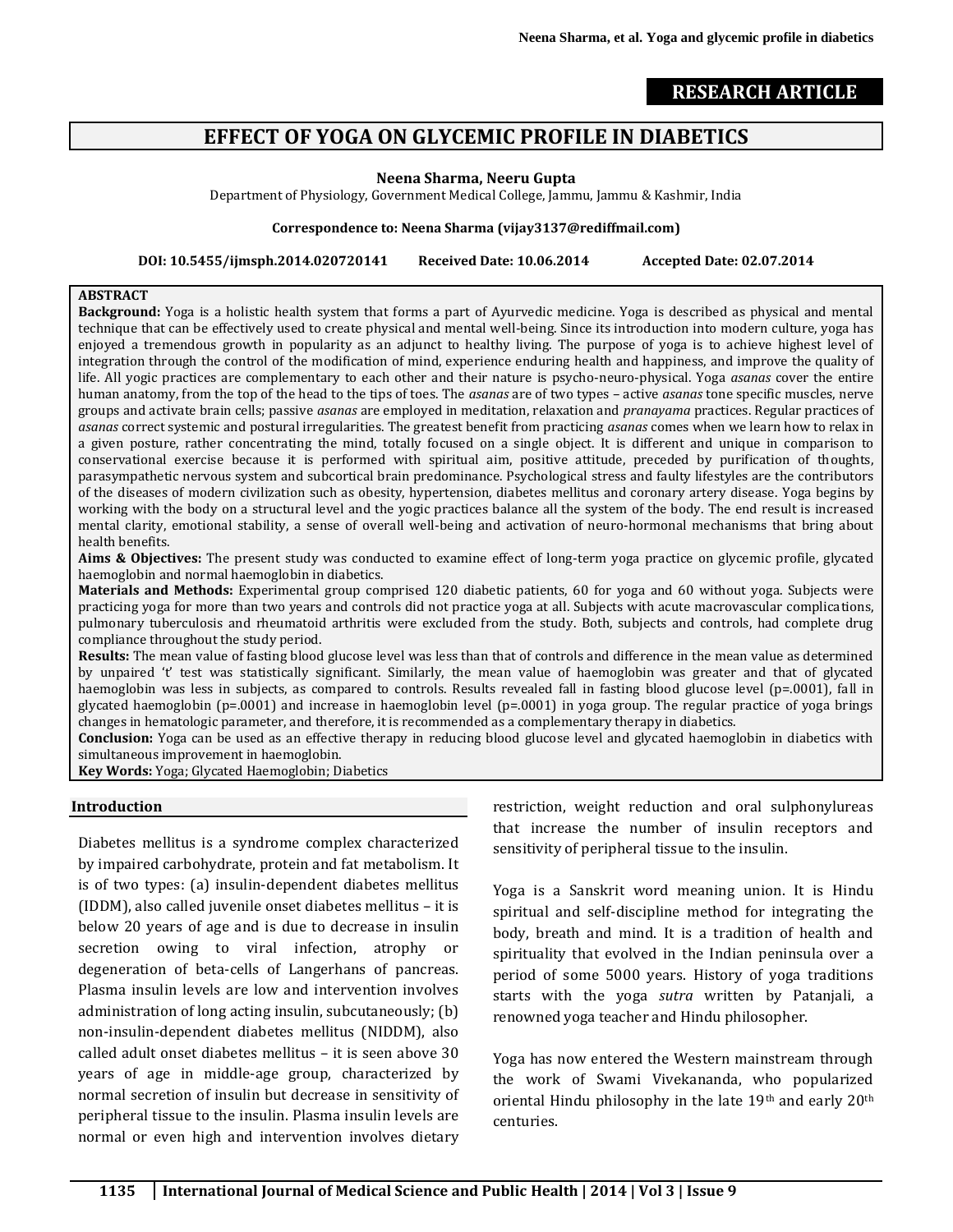RESEARCH ARTICLE

# EFFECT OF YOGA ON GLYCEMIC PROFILE IN DIABETICS

**Neena Sharma, Neeru Gupta**

Department of Physiology, Government Medical College, Jammu, Jammu & Kashmir, India

**Correspondence to: Neena Sharma (vijay3137@rediffmail.com)**

**DOI: 10.5455/ijmsph.2014.020720141 Received Date: 10.06.2014 Accepted Date: 02.07.2014**

## ABSTRACT

**Background:** Yoga is a holistic health system that forms a part of Ayurvedic medicine. Yoga is described as physical and mental technique that can be effectively used to create physical and mental well-being. Since its introduction into modern culture, yoga has enjoyed a tremendous growth in popularity as an adjunct to healthy living. The purpose of yoga is to achieve highest level of integration through the control of the modification of mind, experience enduring health and happiness, and improve the quality of life. All yogic practices are complementary to each other and their nature is psycho-neuro-physical. Yoga *asanas* cover the entire human anatomy, from the top of the head to the tips of toes. The *asanas* are of two types – active *asanas* tone specific muscles, nerve groups and activate brain cells; passive *asanas* are employed in meditation, relaxation and *pranayama* practices. Regular practices of *asanas* correct systemic and postural irregularities. The greatest benefit from practicing *asanas* comes when we learn how to relax in a given posture, rather concentrating the mind, totally focused on a single object. It is different and unique in comparison to conservational exercise because it is performed with spiritual aim, positive attitude, preceded by purification of thoughts, parasympathetic nervous system and subcortical brain predominance. Psychological stress and faulty lifestyles are the contributors of the diseases of modern civilization such as obesity, hypertension, diabetes mellitus and coronary artery disease. Yoga begins by working with the body on a structural level and the yogic practices balance all the system of the body. The end result is increased mental clarity, emotional stability, a sense of overall well-being and activation of neuro-hormonal mechanisms that bring about health benefits.

**Aims & Objectives:** The present study was conducted to examine effect of long-term yoga practice on glycemic profile, glycated haemoglobin and normal haemoglobin in diabetics.

**Materials and Methods:** Experimental group comprised 120 diabetic patients, 60 for yoga and 60 without yoga. Subjects were practicing yoga for more than two years and controls did not practice yoga at all. Subjects with acute macrovascular complications, pulmonary tuberculosis and rheumatoid arthritis were excluded from the study. Both, subjects and controls, had complete drug compliance throughout the study period.

**Results:** The mean value of fasting blood glucose level was less than that of controls and difference in the mean value as determined by unpaired 't' test was statistically significant. Similarly, the mean value of haemoglobin was greater and that of glycated haemoglobin was less in subjects, as compared to controls. Results revealed fall in fasting blood glucose level ($p=.0001$), fall in glycated haemoglobin ($p=.0001$) and increase in haemoglobin level ($p=.0001$) in yoga group. The regular practice of yoga brings changes in hematologic parameter, and therefore, it is recommended as a complementary therapy in diabetics.

**Conclusion:** Yoga can be used as an effective therapy in reducing blood glucose level and glycated haemoglobin in diabetics with simultaneous improvement in haemoglobin.

**Key Words:** Yoga; Glycated Haemoglobin; Diabetics

## Introduction

Diabetes mellitus is a syndrome complex characterized by impaired carbohydrate, protein and fat metabolism. It is of two types: (a) insulin-dependent diabetes mellitus (IDDM), also called juvenile onset diabetes mellitus – it is below 20 years of age and is due to decrease in insulin secretion owing to viral infection, atrophy or degeneration of beta-cells of Langerhans of pancreas. Plasma insulin levels are low and intervention involves administration of long acting insulin, subcutaneously; (b) non-insulin-dependent diabetes mellitus (NIDDM), also called adult onset diabetes mellitus – it is seen above 30 years of age in middle-age group, characterized by normal secretion of insulin but decrease in sensitivity of peripheral tissue to the insulin. Plasma insulin levels are normal or even high and intervention involves dietary restriction, weight reduction and oral sulphonylureas that increase the number of insulin receptors and sensitivity of peripheral tissue to the insulin.

Yoga is a Sanskrit word meaning union. It is Hindu spiritual and self-discipline method for integrating the body, breath and mind. It is a tradition of health and spirituality that evolved in the Indian peninsula over a period of some 5000 years. History of yoga traditions starts with the yoga *sutra* written by Patanjali, a renowned yoga teacher and Hindu philosopher.

Yoga has now entered the Western mainstream through the work of Swami Vivekananda, who popularized oriental Hindu philosophy in the late 19th and early 20th centuries.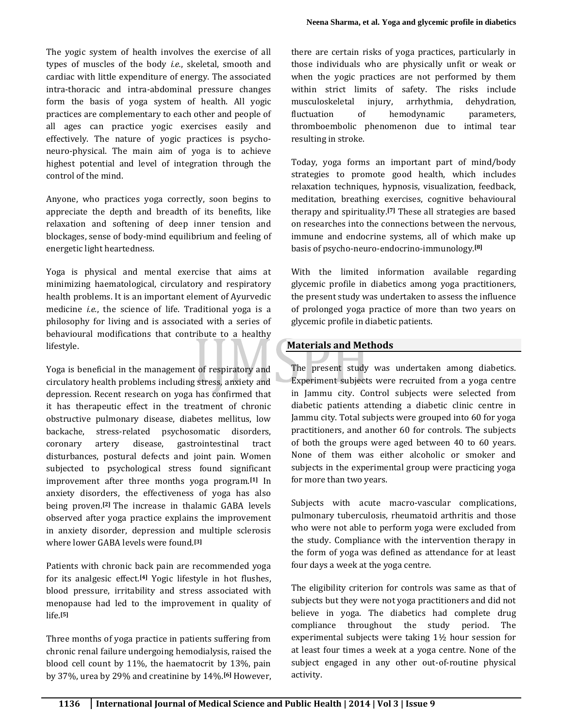The yogic system of health involves the exercise of all types of muscles of the body *i.e.*, skeletal, smooth and cardiac with little expenditure of energy. The associated intra-thoracic and intra-abdominal pressure changes form the basis of yoga system of health. All yogic practices are complementary to each other and people of all ages can practice yogic exercises easily and effectively. The nature of yogic practices is psycho-neuro-physical. The main aim of yoga is to achieve highest potential and level of integration through the control of the mind.

Anyone, who practices yoga correctly, soon begins to appreciate the depth and breadth of its benefits, like relaxation and softening of deep inner tension and blockages, sense of body-mind equilibrium and feeling of energetic light heartedness.

Yoga is physical and mental exercise that aims at minimizing haematological, circulatory and respiratory health problems. It is an important element of Ayurvedic medicine *i.e.*, the science of life. Traditional yoga is a philosophy for living and is associated with a series of behavioural modifications that contribute to a healthy lifestyle.

Yoga is beneficial in the management of respiratory and circulatory health problems including stress, anxiety and depression. Recent research on yoga has confirmed that it has therapeutic effect in the treatment of chronic obstructive pulmonary disease, diabetes mellitus, low backache, stress-related psychosomatic disorders, coronary artery disease, gastrointestinal tract disturbances, postural defects and joint pain. Women subjected to psychological stress found significant improvement after three months yoga program.[1] In anxiety disorders, the effectiveness of yoga has also being proven.[2] The increase in thalamic GABA levels observed after yoga practice explains the improvement in anxiety disorder, depression and multiple sclerosis where lower GABA levels were found.[3]

Patients with chronic back pain are recommended yoga for its analgesic effect.[4] Yogic lifestyle in hot flushes, blood pressure, irritability and stress associated with menopause had led to the improvement in quality of life.[5]

Three months of yoga practice in patients suffering from chronic renal failure undergoing hemodialysis, raised the blood cell count by 11%, the haematocrit by 13%, pain by 37%, urea by 29% and creatinine by 14%.[6] However, there are certain risks of yoga practices, particularly in those individuals who are physically unfit or weak or when the yogic practices are not performed by them within strict limits of safety. The risks include musculoskeletal injury, arrhythmia, dehydration, fluctuation of hemodynamic parameters, thromboembolic phenomenon due to intimal tear resulting in stroke.

Today, yoga forms an important part of mind/body strategies to promote good health, which includes relaxation techniques, hypnosis, visualization, feedback, meditation, breathing exercises, cognitive behavioural therapy and spirituality.[7] These all strategies are based on researches into the connections between the nervous, immune and endocrine systems, all of which make up basis of psycho-neuro-endocrino-immunology.[8]

With the limited information available regarding glycemic profile in diabetics among yoga practitioners, the present study was undertaken to assess the influence of prolonged yoga practice of more than two years on glycemic profile in diabetic patients.

## Materials and Methods

The present study was undertaken among diabetics. Experiment subjects were recruited from a yoga centre in Jammu city. Control subjects were selected from diabetic patients attending a diabetic clinic centre in Jammu city. Total subjects were grouped into 60 for yoga practitioners, and another 60 for controls. The subjects of both the groups were aged between 40 to 60 years. None of them was either alcoholic or smoker and subjects in the experimental group were practicing yoga for more than two years.

Subjects with acute macro-vascular complications, pulmonary tuberculosis, rheumatoid arthritis and those who were not able to perform yoga were excluded from the study. Compliance with the intervention therapy in the form of yoga was defined as attendance for at least four days a week at the yoga centre.

The eligibility criterion for controls was same as that of subjects but they were not yoga practitioners and did not believe in yoga. The diabetics had complete drug compliance throughout the study period. The experimental subjects were taking 1½ hour session for at least four times a week at a yoga centre. None of the subject engaged in any other out-of-routine physical activity.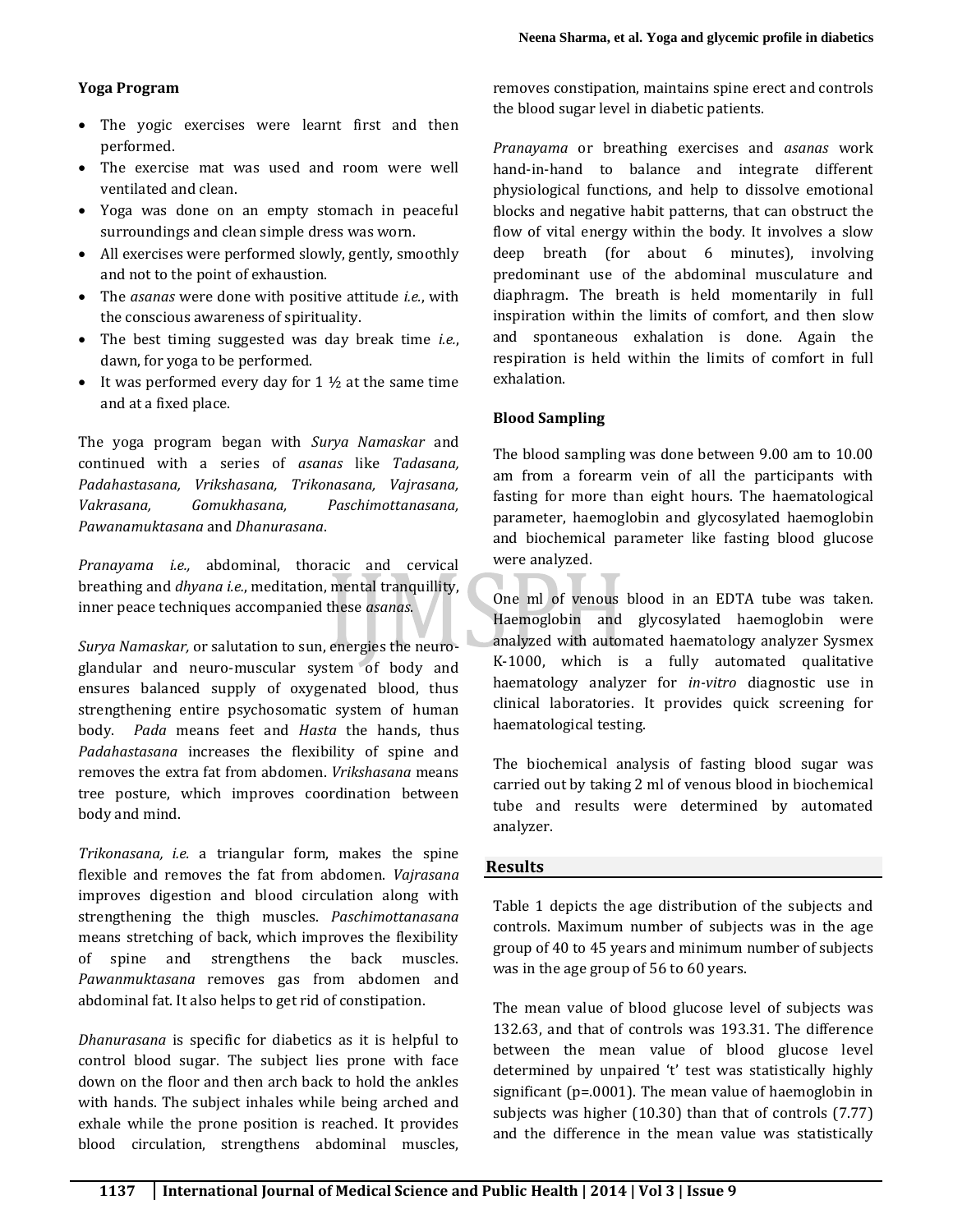### Yoga Program

- The yogic exercises were learnt first and then performed.
- The exercise mat was used and room were well ventilated and clean.
- Yoga was done on an empty stomach in peaceful surroundings and clean simple dress was worn.
- All exercises were performed slowly, gently, smoothly and not to the point of exhaustion.
- The *asanas* were done with positive attitude *i.e.*, with the conscious awareness of spirituality.
- The best timing suggested was day break time *i.e.*, dawn, for yoga to be performed.
- It was performed every day for 1 ½ at the same time and at a fixed place.

The yoga program began with *Surya Namaskar* and continued with a series of *asanas* like *Tadasana, Padahastasana, Vrikshasana, Trikonasana, Vajrasana, Vakrasana, Gomukhasana, Paschimottanasana, Pawanamuktasana* and *Dhanurasana*.

*Pranayama i.e.,* abdominal, thoracic and cervical breathing and *dhyana i.e.*, meditation, mental tranquillity, inner peace techniques accompanied these *asanas*.

*Surya Namaskar,* or salutation to sun, energies the neuro-glandular and neuro-muscular system of body and ensures balanced supply of oxygenated blood, thus strengthening entire psychosomatic system of human body. *Pada* means feet and *Hasta* the hands, thus *Padahastasana* increases the flexibility of spine and removes the extra fat from abdomen. *Vrikshasana* means tree posture, which improves coordination between body and mind.

*Trikonasana, i.e.* a triangular form, makes the spine flexible and removes the fat from abdomen. *Vajrasana* improves digestion and blood circulation along with strengthening the thigh muscles. *Paschimottanasana* means stretching of back, which improves the flexibility of spine and strengthens the back muscles. *Pawanmuktasana* removes gas from abdomen and abdominal fat. It also helps to get rid of constipation.

*Dhanurasana* is specific for diabetics as it is helpful to control blood sugar. The subject lies prone with face down on the floor and then arch back to hold the ankles with hands. The subject inhales while being arched and exhale while the prone position is reached. It provides blood circulation, strengthens abdominal muscles, removes constipation, maintains spine erect and controls the blood sugar level in diabetic patients.

*Pranayama* or breathing exercises and *asanas* work hand-in-hand to balance and integrate different physiological functions, and help to dissolve emotional blocks and negative habit patterns, that can obstruct the flow of vital energy within the body. It involves a slow deep breath (for about 6 minutes), involving predominant use of the abdominal musculature and diaphragm. The breath is held momentarily in full inspiration within the limits of comfort, and then slow and spontaneous exhalation is done. Again the respiration is held within the limits of comfort in full exhalation.

### Blood Sampling

The blood sampling was done between 9.00 am to 10.00 am from a forearm vein of all the participants with fasting for more than eight hours. The haematological parameter, haemoglobin and glycosylated haemoglobin and biochemical parameter like fasting blood glucose were analyzed.

One ml of venous blood in an EDTA tube was taken. Haemoglobin and glycosylated haemoglobin were analyzed with automated haematology analyzer Sysmex K-1000, which is a fully automated qualitative haematology analyzer for *in-vitro* diagnostic use in clinical laboratories. It provides quick screening for haematological testing.

The biochemical analysis of fasting blood sugar was carried out by taking 2 ml of venous blood in biochemical tube and results were determined by automated analyzer.

## Results

Table 1 depicts the age distribution of the subjects and controls. Maximum number of subjects was in the age group of 40 to 45 years and minimum number of subjects was in the age group of 56 to 60 years.

The mean value of blood glucose level of subjects was 132.63, and that of controls was 193.31. The difference between the mean value of blood glucose level determined by unpaired 't' test was statistically highly significant (p=.0001). The mean value of haemoglobin in subjects was higher (10.30) than that of controls (7.77) and the difference in the mean value was statistically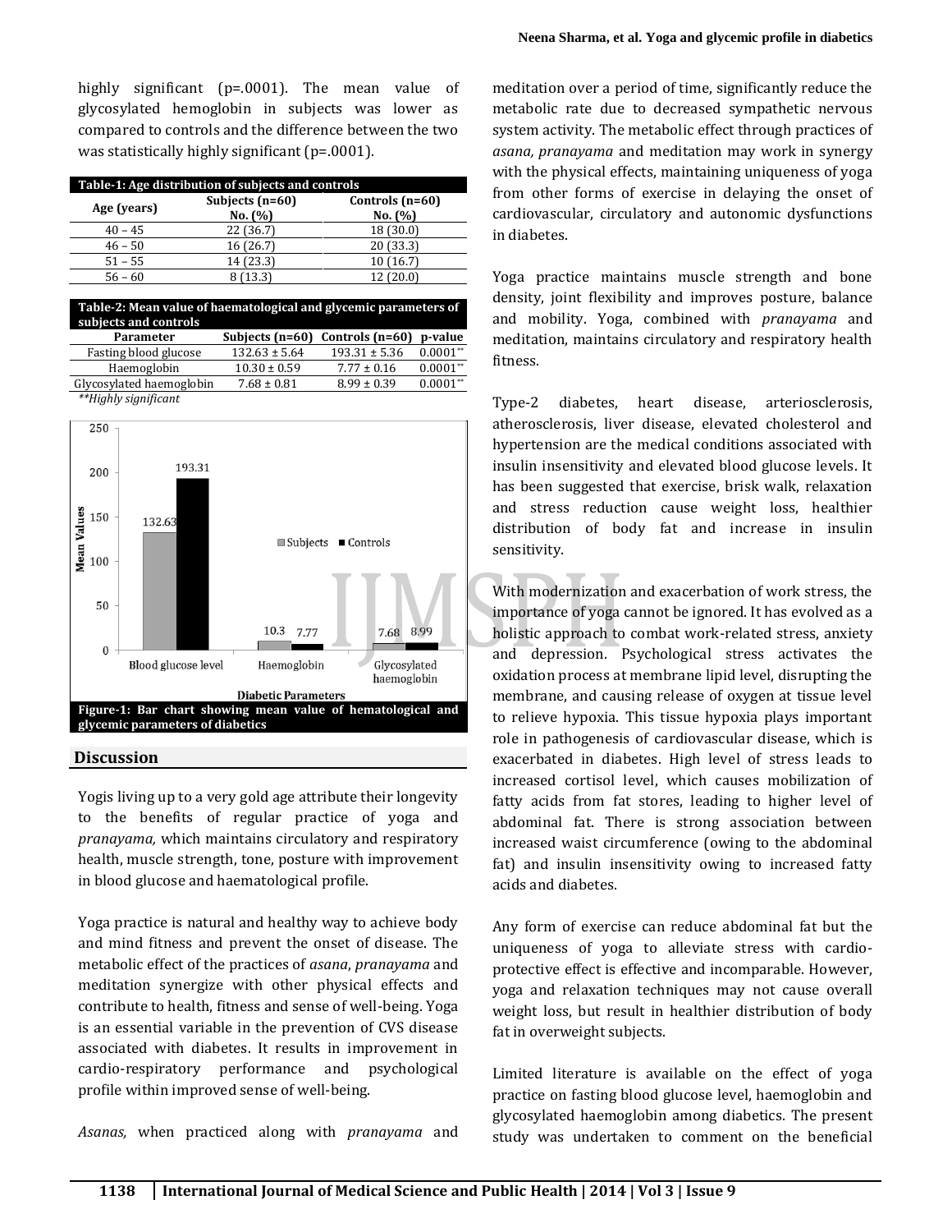highly significant (p=.0001). The mean value of glycosylated hemoglobin in subjects was lower as compared to controls and the difference between the two was statistically highly significant (p=.0001).

**Table-1: Age distribution of subjects and controls**

| Age (years) | Subjects (n=60) No. (%) | Controls (n=60) No. (%) |
|---|---|---|
| 40 – 45 | 22 (36.7) | 18 (30.0) |
| 46 – 50 | 16 (26.7) | 20 (33.3) |
| 51 – 55 | 14 (23.3) | 10 (16.7) |
| 56 – 60 | 8 (13.3) | 12 (20.0) |

**Table-2: Mean value of haematological and glycemic parameters of subjects and controls**

| Parameter | Subjects (n=60) | Controls (n=60) | p-value |
|---|---|---|---|
| Fasting blood glucose | 132.63 ± 5.64 | 193.31 ± 5.36 | 0.0001** |
| Haemoglobin | 10.30 ± 0.59 | 7.77 ± 0.16 | 0.0001** |
| Glycosylated haemoglobin | 7.68 ± 0.81 | 8.99 ± 0.39 | 0.0001** |

*\*\*Highly significant*

**Figure-1: Bar chart showing mean value of hematological and glycemic parameters of diabetics**

## Discussion

Yogis living up to a very gold age attribute their longevity to the benefits of regular practice of yoga and *pranayama,* which maintains circulatory and respiratory health, muscle strength, tone, posture with improvement in blood glucose and haematological profile.

Yoga practice is natural and healthy way to achieve body and mind fitness and prevent the onset of disease. The metabolic effect of the practices of *asana*, *pranayama* and meditation synergize with other physical effects and contribute to health, fitness and sense of well-being. Yoga is an essential variable in the prevention of CVS disease associated with diabetes. It results in improvement in cardio-respiratory performance and psychological profile within improved sense of well-being.

*Asanas,* when practiced along with *pranayama* and meditation over a period of time, significantly reduce the metabolic rate due to decreased sympathetic nervous system activity. The metabolic effect through practices of *asana, pranayama* and meditation may work in synergy with the physical effects, maintaining uniqueness of yoga from other forms of exercise in delaying the onset of cardiovascular, circulatory and autonomic dysfunctions in diabetes.

Yoga practice maintains muscle strength and bone density, joint flexibility and improves posture, balance and mobility. Yoga, combined with *pranayama* and meditation, maintains circulatory and respiratory health fitness.

Type-2 diabetes, heart disease, arteriosclerosis, atherosclerosis, liver disease, elevated cholesterol and hypertension are the medical conditions associated with insulin insensitivity and elevated blood glucose levels. It has been suggested that exercise, brisk walk, relaxation and stress reduction cause weight loss, healthier distribution of body fat and increase in insulin sensitivity.

With modernization and exacerbation of work stress, the importance of yoga cannot be ignored. It has evolved as a holistic approach to combat work-related stress, anxiety and depression. Psychological stress activates the oxidation process at membrane lipid level, disrupting the membrane, and causing release of oxygen at tissue level to relieve hypoxia. This tissue hypoxia plays important role in pathogenesis of cardiovascular disease, which is exacerbated in diabetes. High level of stress leads to increased cortisol level, which causes mobilization of fatty acids from fat stores, leading to higher level of abdominal fat. There is strong association between increased waist circumference (owing to the abdominal fat) and insulin insensitivity owing to increased fatty acids and diabetes.

Any form of exercise can reduce abdominal fat but the uniqueness of yoga to alleviate stress with cardio-protective effect is effective and incomparable. However, yoga and relaxation techniques may not cause overall weight loss, but result in healthier distribution of body fat in overweight subjects.

Limited literature is available on the effect of yoga practice on fasting blood glucose level, haemoglobin and glycosylated haemoglobin among diabetics. The present study was undertaken to comment on the beneficial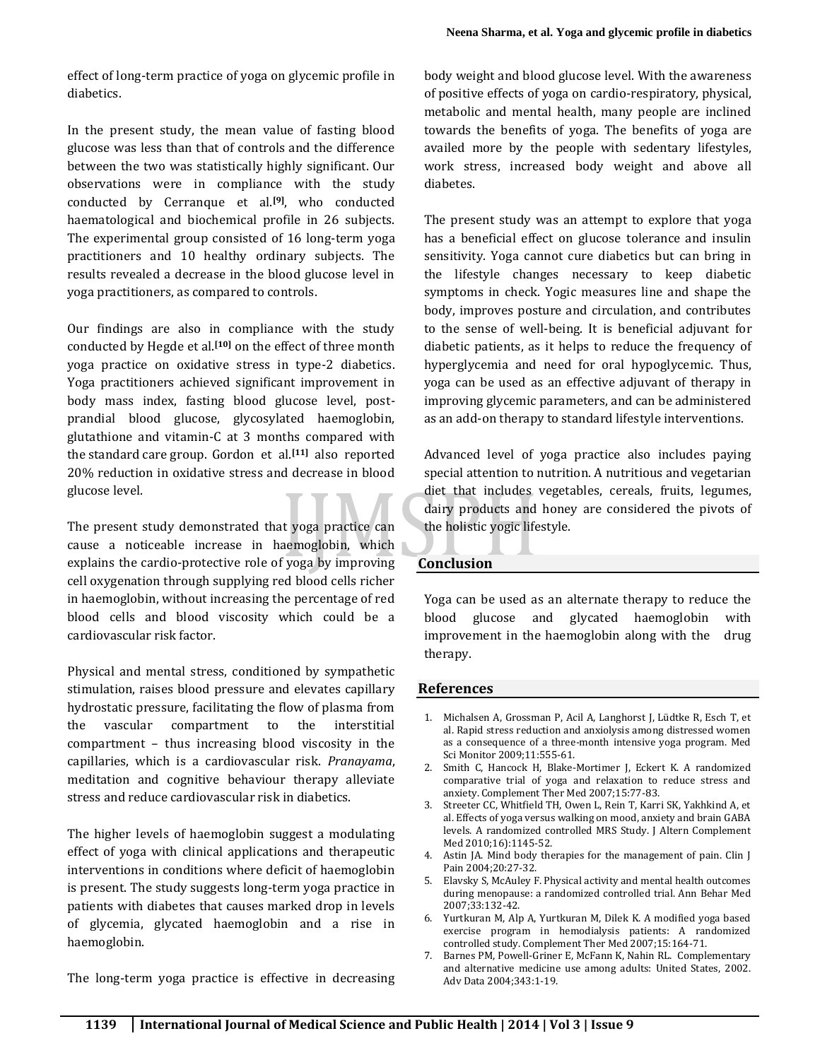effect of long-term practice of yoga on glycemic profile in diabetics.

In the present study, the mean value of fasting blood glucose was less than that of controls and the difference between the two was statistically highly significant. Our observations were in compliance with the study conducted by Cerranque et al.[9], who conducted haematological and biochemical profile in 26 subjects. The experimental group consisted of 16 long-term yoga practitioners and 10 healthy ordinary subjects. The results revealed a decrease in the blood glucose level in yoga practitioners, as compared to controls.

Our findings are also in compliance with the study conducted by Hegde et al.[10] on the effect of three month yoga practice on oxidative stress in type-2 diabetics. Yoga practitioners achieved significant improvement in body mass index, fasting blood glucose level, post-prandial blood glucose, glycosylated haemoglobin, glutathione and vitamin-C at 3 months compared with the standard care group. Gordon et al.[11] also reported 20% reduction in oxidative stress and decrease in blood glucose level.

The present study demonstrated that yoga practice can cause a noticeable increase in haemoglobin, which explains the cardio-protective role of yoga by improving cell oxygenation through supplying red blood cells richer in haemoglobin, without increasing the percentage of red blood cells and blood viscosity which could be a cardiovascular risk factor.

Physical and mental stress, conditioned by sympathetic stimulation, raises blood pressure and elevates capillary hydrostatic pressure, facilitating the flow of plasma from the vascular compartment to the interstitial compartment – thus increasing blood viscosity in the capillaries, which is a cardiovascular risk. *Pranayama*, meditation and cognitive behaviour therapy alleviate stress and reduce cardiovascular risk in diabetics.

The higher levels of haemoglobin suggest a modulating effect of yoga with clinical applications and therapeutic interventions in conditions where deficit of haemoglobin is present. The study suggests long-term yoga practice in patients with diabetes that causes marked drop in levels of glycemia, glycated haemoglobin and a rise in haemoglobin.

The long-term yoga practice is effective in decreasing body weight and blood glucose level. With the awareness of positive effects of yoga on cardio-respiratory, physical, metabolic and mental health, many people are inclined towards the benefits of yoga. The benefits of yoga are availed more by the people with sedentary lifestyles, work stress, increased body weight and above all diabetes.

The present study was an attempt to explore that yoga has a beneficial effect on glucose tolerance and insulin sensitivity. Yoga cannot cure diabetics but can bring in the lifestyle changes necessary to keep diabetic symptoms in check. Yogic measures line and shape the body, improves posture and circulation, and contributes to the sense of well-being. It is beneficial adjuvant for diabetic patients, as it helps to reduce the frequency of hyperglycemia and need for oral hypoglycemic. Thus, yoga can be used as an effective adjuvant of therapy in improving glycemic parameters, and can be administered as an add-on therapy to standard lifestyle interventions.

Advanced level of yoga practice also includes paying special attention to nutrition. A nutritious and vegetarian diet that includes vegetables, cereals, fruits, legumes, dairy products and honey are considered the pivots of the holistic yogic lifestyle.

## Conclusion

Yoga can be used as an alternate therapy to reduce the blood glucose and glycated haemoglobin with improvement in the haemoglobin along with the drug therapy.

## References

1. Michalsen A, Grossman P, Acil A, Langhorst J, Lüdtke R, Esch T, et al. Rapid stress reduction and anxiolysis among distressed women as a consequence of a three-month intensive yoga program. Med Sci Monitor 2009;11:555-61.
2. Smith C, Hancock H, Blake-Mortimer J, Eckert K. A randomized comparative trial of yoga and relaxation to reduce stress and anxiety. Complement Ther Med 2007;15:77-83.
3. Streeter CC, Whitfield TH, Owen L, Rein T, Karri SK, Yakhkind A, et al. Effects of yoga versus walking on mood, anxiety and brain GABA levels. A randomized controlled MRS Study. J Altern Complement Med 2010;16):1145-52.
4. Astin JA. Mind body therapies for the management of pain. Clin J Pain 2004;20:27-32.
5. Elavsky S, McAuley F. Physical activity and mental health outcomes during menopause: a randomized controlled trial. Ann Behar Med 2007;33:132-42.
6. Yurtkuran M, Alp A, Yurtkuran M, Dilek K. A modified yoga based exercise program in hemodialysis patients: A randomized controlled study. Complement Ther Med 2007;15:164-71.
7. Barnes PM, Powell-Griner E, McFann K, Nahin RL. Complementary and alternative medicine use among adults: United States, 2002. Adv Data 2004;343:1-19.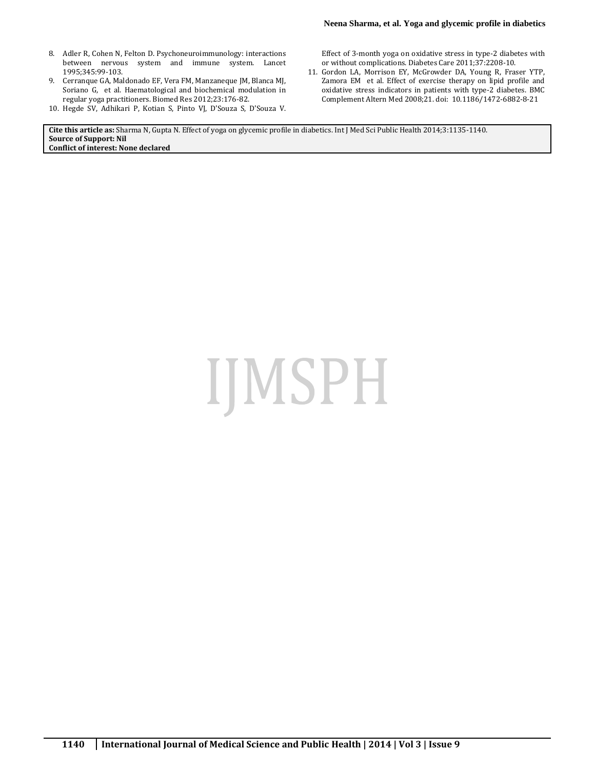8. Adler R, Cohen N, Felton D. Psychoneuroimmunology: interactions between nervous system and immune system. Lancet 1995;345:99-103.
9. Cerranque GA, Maldonado EF, Vera FM, Manzaneque JM, Blanca MJ, Soriano G, et al. Haematological and biochemical modulation in regular yoga practitioners. Biomed Res 2012;23:176-82.
10. Hegde SV, Adhikari P, Kotian S, Pinto VJ, D'Souza S, D'Souza V. Effect of 3-month yoga on oxidative stress in type-2 diabetes with or without complications. Diabetes Care 2011;37:2208-10.
11. Gordon LA, Morrison EY, McGrowder DA, Young R, Fraser YTP, Zamora EM et al. Effect of exercise therapy on lipid profile and oxidative stress indicators in patients with type-2 diabetes. BMC Complement Altern Med 2008;21. doi: 10.1186/1472-6882-8-21

**Cite this article as:** Sharma N, Gupta N. Effect of yoga on glycemic profile in diabetics. Int J Med Sci Public Health 2014;3:1135-1140.
**Source of Support: Nil**
**Conflict of interest: None declared**